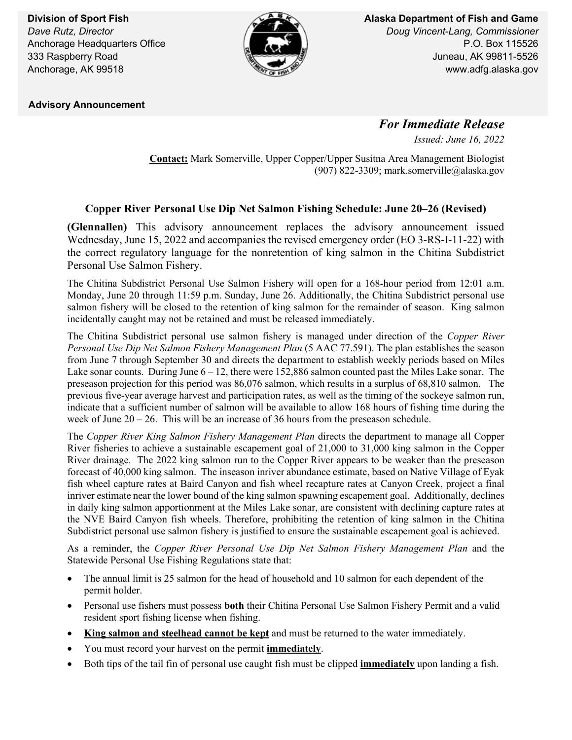**Division of Sport Fish**
*Dave Rutz, Director*
Anchorage Headquarters Office
333 Raspberry Road
Anchorage, AK 99518

**Alaska Department of Fish and Game**
*Doug Vincent-Lang, Commissioner*
P.O. Box 115526
Juneau, AK 99811-5526
www.adfg.alaska.gov

**Advisory Announcement**

***For Immediate Release***

*Issued: June 16, 2022*

**Contact:** Mark Somerville, Upper Copper/Upper Susitna Area Management Biologist
(907) 822-3309; mark.somerville@alaska.gov

## Copper River Personal Use Dip Net Salmon Fishing Schedule: June 20–26 (Revised)

**(Glennallen)** This advisory announcement replaces the advisory announcement issued Wednesday, June 15, 2022 and accompanies the revised emergency order (EO 3-RS-I-11-22) with the correct regulatory language for the nonretention of king salmon in the Chitina Subdistrict Personal Use Salmon Fishery.

The Chitina Subdistrict Personal Use Salmon Fishery will open for a 168-hour period from 12:01 a.m. Monday, June 20 through 11:59 p.m. Sunday, June 26. Additionally, the Chitina Subdistrict personal use salmon fishery will be closed to the retention of king salmon for the remainder of season. King salmon incidentally caught may not be retained and must be released immediately.

The Chitina Subdistrict personal use salmon fishery is managed under direction of the *Copper River Personal Use Dip Net Salmon Fishery Management Plan* (5 AAC 77.591). The plan establishes the season from June 7 through September 30 and directs the department to establish weekly periods based on Miles Lake sonar counts. During June 6 – 12, there were 152,886 salmon counted past the Miles Lake sonar. The preseason projection for this period was 86,076 salmon, which results in a surplus of 68,810 salmon. The previous five-year average harvest and participation rates, as well as the timing of the sockeye salmon run, indicate that a sufficient number of salmon will be available to allow 168 hours of fishing time during the week of June 20 – 26. This will be an increase of 36 hours from the preseason schedule.

The *Copper River King Salmon Fishery Management Plan* directs the department to manage all Copper River fisheries to achieve a sustainable escapement goal of 21,000 to 31,000 king salmon in the Copper River drainage. The 2022 king salmon run to the Copper River appears to be weaker than the preseason forecast of 40,000 king salmon. The inseason inriver abundance estimate, based on Native Village of Eyak fish wheel capture rates at Baird Canyon and fish wheel recapture rates at Canyon Creek, project a final inriver estimate near the lower bound of the king salmon spawning escapement goal. Additionally, declines in daily king salmon apportionment at the Miles Lake sonar, are consistent with declining capture rates at the NVE Baird Canyon fish wheels. Therefore, prohibiting the retention of king salmon in the Chitina Subdistrict personal use salmon fishery is justified to ensure the sustainable escapement goal is achieved.

As a reminder, the *Copper River Personal Use Dip Net Salmon Fishery Management Plan* and the Statewide Personal Use Fishing Regulations state that:

- The annual limit is 25 salmon for the head of household and 10 salmon for each dependent of the permit holder.
- Personal use fishers must possess **both** their Chitina Personal Use Salmon Fishery Permit and a valid resident sport fishing license when fishing.
- **King salmon and steelhead cannot be kept** and must be returned to the water immediately.
- You must record your harvest on the permit **immediately**.
- Both tips of the tail fin of personal use caught fish must be clipped **immediately** upon landing a fish.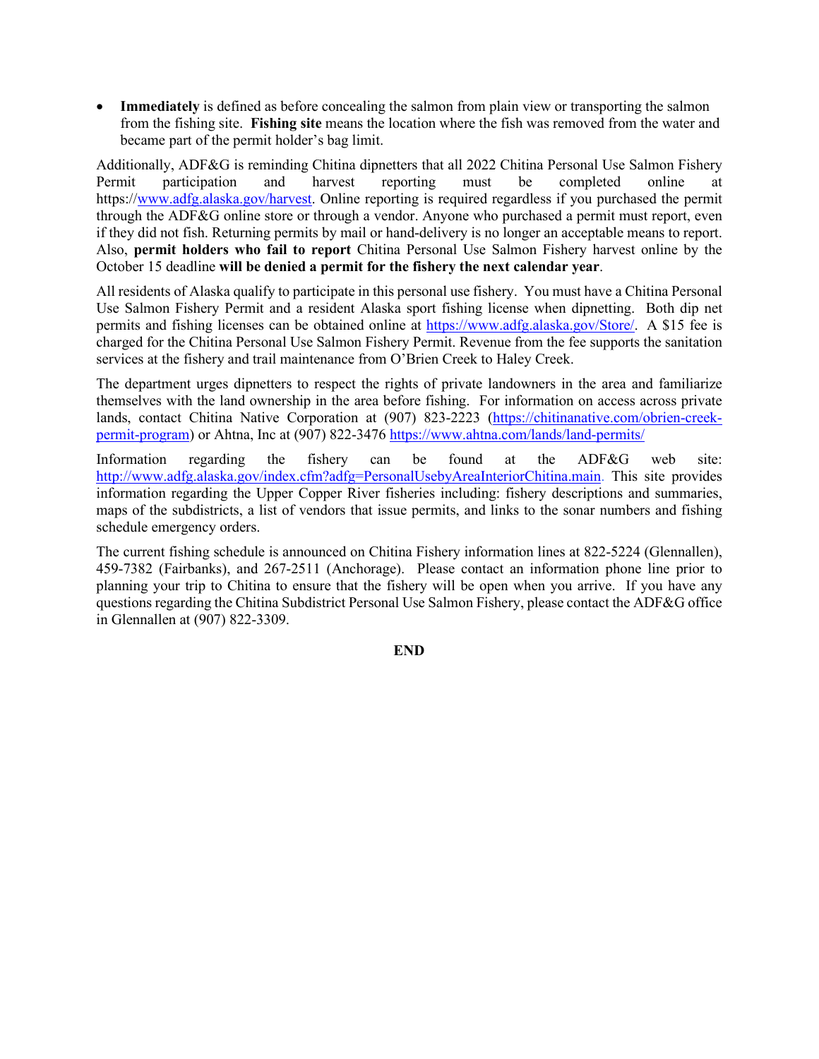- **Immediately** is defined as before concealing the salmon from plain view or transporting the salmon from the fishing site. **Fishing site** means the location where the fish was removed from the water and became part of the permit holder's bag limit.

Additionally, ADF&G is reminding Chitina dipnetters that all 2022 Chitina Personal Use Salmon Fishery Permit participation and harvest reporting must be completed online at https://www.adfg.alaska.gov/harvest. Online reporting is required regardless if you purchased the permit through the ADF&G online store or through a vendor. Anyone who purchased a permit must report, even if they did not fish. Returning permits by mail or hand-delivery is no longer an acceptable means to report. Also, **permit holders who fail to report** Chitina Personal Use Salmon Fishery harvest online by the October 15 deadline **will be denied a permit for the fishery the next calendar year**.

All residents of Alaska qualify to participate in this personal use fishery. You must have a Chitina Personal Use Salmon Fishery Permit and a resident Alaska sport fishing license when dipnetting. Both dip net permits and fishing licenses can be obtained online at https://www.adfg.alaska.gov/Store/. A $15 fee is charged for the Chitina Personal Use Salmon Fishery Permit. Revenue from the fee supports the sanitation services at the fishery and trail maintenance from O'Brien Creek to Haley Creek.

The department urges dipnetters to respect the rights of private landowners in the area and familiarize themselves with the land ownership in the area before fishing. For information on access across private lands, contact Chitina Native Corporation at (907) 823-2223 (https://chitinanative.com/obrien-creek-permit-program) or Ahtna, Inc at (907) 822-3476 https://www.ahtna.com/lands/land-permits/

Information regarding the fishery can be found at the ADF&G web site: http://www.adfg.alaska.gov/index.cfm?adfg=PersonalUsebyAreaInteriorChitina.main. This site provides information regarding the Upper Copper River fisheries including: fishery descriptions and summaries, maps of the subdistricts, a list of vendors that issue permits, and links to the sonar numbers and fishing schedule emergency orders.

The current fishing schedule is announced on Chitina Fishery information lines at 822-5224 (Glennallen), 459-7382 (Fairbanks), and 267-2511 (Anchorage). Please contact an information phone line prior to planning your trip to Chitina to ensure that the fishery will be open when you arrive. If you have any questions regarding the Chitina Subdistrict Personal Use Salmon Fishery, please contact the ADF&G office in Glennallen at (907) 822-3309.

**END**